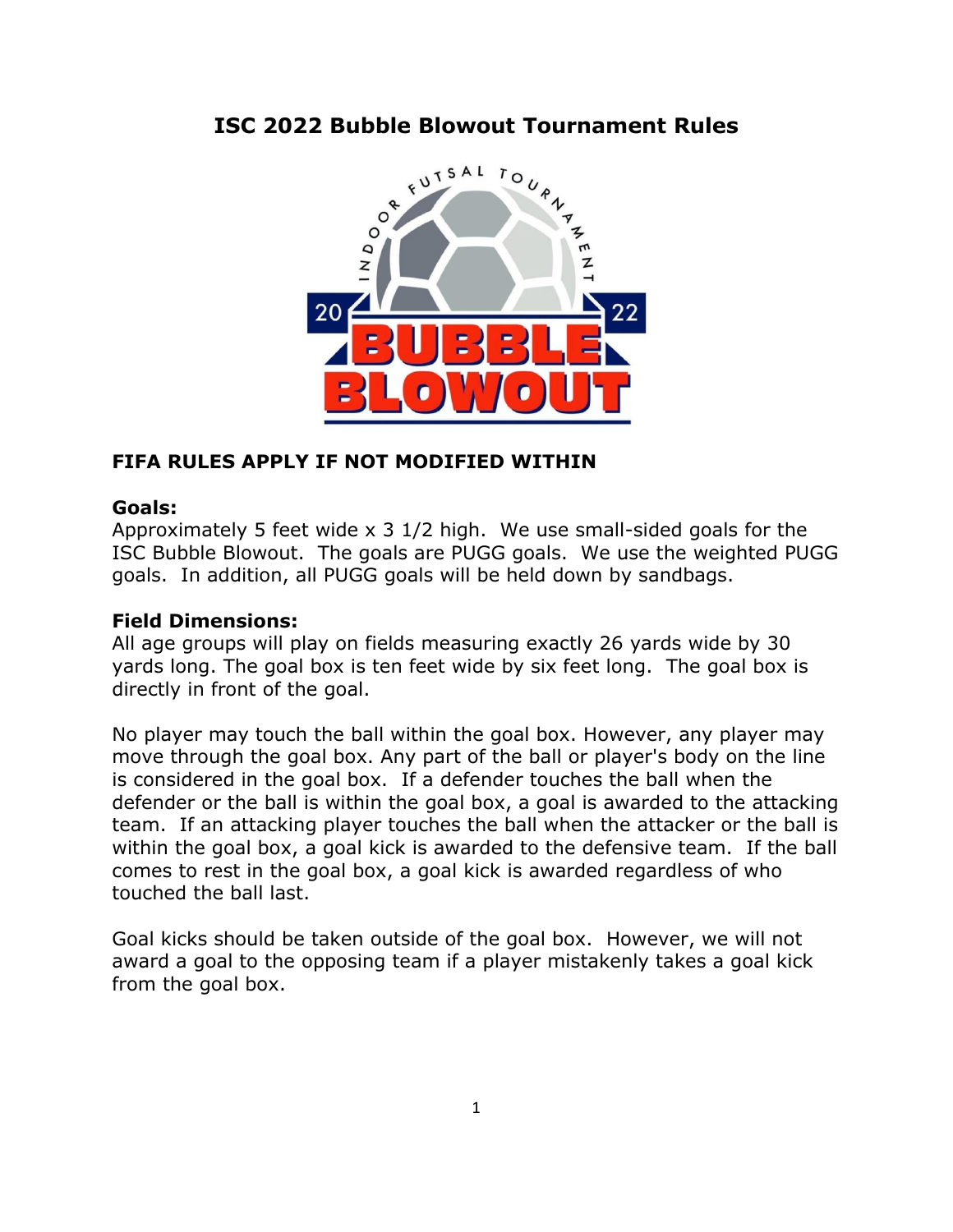# ISC 2022 Bubble Blowout Tournament Rules

## FIFA RULES APPLY IF NOT MODIFIED WITHIN

### Goals:

Approximately 5 feet wide x 3 1/2 high. We use small-sided goals for the ISC Bubble Blowout. The goals are PUGG goals. We use the weighted PUGG goals. In addition, all PUGG goals will be held down by sandbags.

### Field Dimensions:

All age groups will play on fields measuring exactly 26 yards wide by 30 yards long. The goal box is ten feet wide by six feet long. The goal box is directly in front of the goal.

No player may touch the ball within the goal box. However, any player may move through the goal box. Any part of the ball or player's body on the line is considered in the goal box. If a defender touches the ball when the defender or the ball is within the goal box, a goal is awarded to the attacking team. If an attacking player touches the ball when the attacker or the ball is within the goal box, a goal kick is awarded to the defensive team. If the ball comes to rest in the goal box, a goal kick is awarded regardless of who touched the ball last.

Goal kicks should be taken outside of the goal box. However, we will not award a goal to the opposing team if a player mistakenly takes a goal kick from the goal box.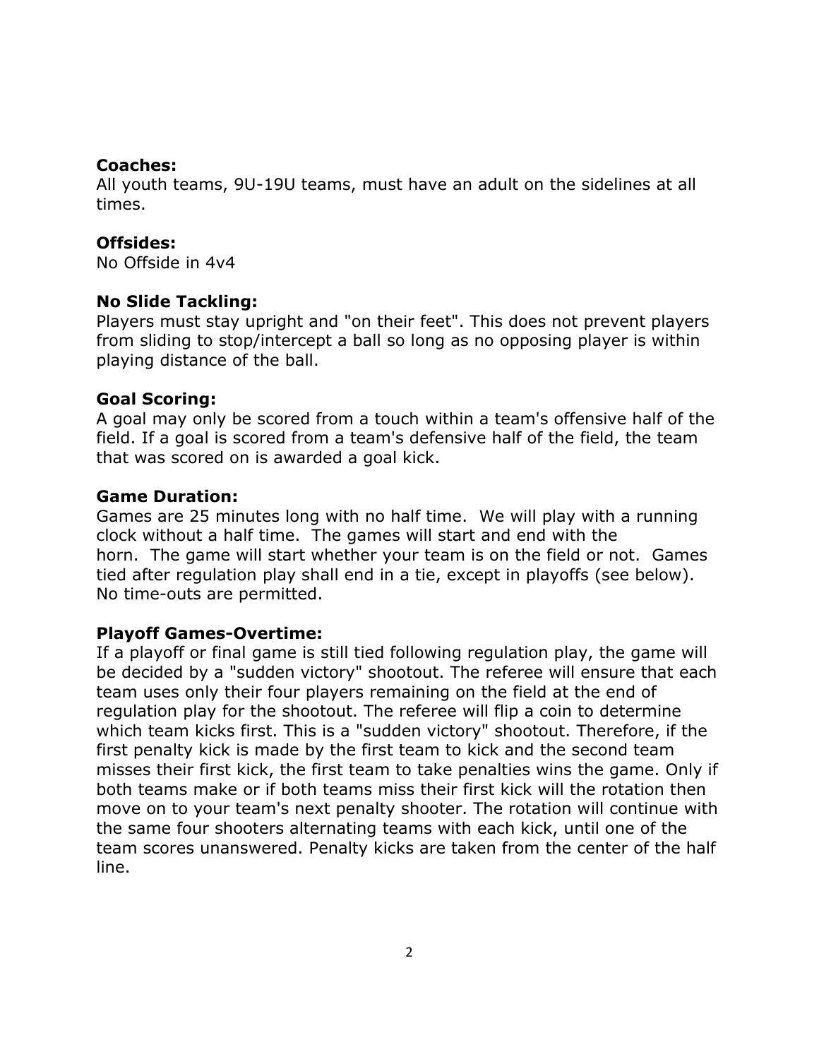**Coaches:**
All youth teams, 9U-19U teams, must have an adult on the sidelines at all times.

**Offsides:**
No Offside in 4v4

**No Slide Tackling:**
Players must stay upright and "on their feet". This does not prevent players from sliding to stop/intercept a ball so long as no opposing player is within playing distance of the ball.

**Goal Scoring:**
A goal may only be scored from a touch within a team's offensive half of the field. If a goal is scored from a team's defensive half of the field, the team that was scored on is awarded a goal kick.

**Game Duration:**
Games are 25 minutes long with no half time. We will play with a running clock without a half time. The games will start and end with the horn. The game will start whether your team is on the field or not. Games tied after regulation play shall end in a tie, except in playoffs (see below). No time-outs are permitted.

**Playoff Games-Overtime:**
If a playoff or final game is still tied following regulation play, the game will be decided by a "sudden victory" shootout. The referee will ensure that each team uses only their four players remaining on the field at the end of regulation play for the shootout. The referee will flip a coin to determine which team kicks first. This is a "sudden victory" shootout. Therefore, if the first penalty kick is made by the first team to kick and the second team misses their first kick, the first team to take penalties wins the game. Only if both teams make or if both teams miss their first kick will the rotation then move on to your team's next penalty shooter. The rotation will continue with the same four shooters alternating teams with each kick, until one of the team scores unanswered. Penalty kicks are taken from the center of the half line.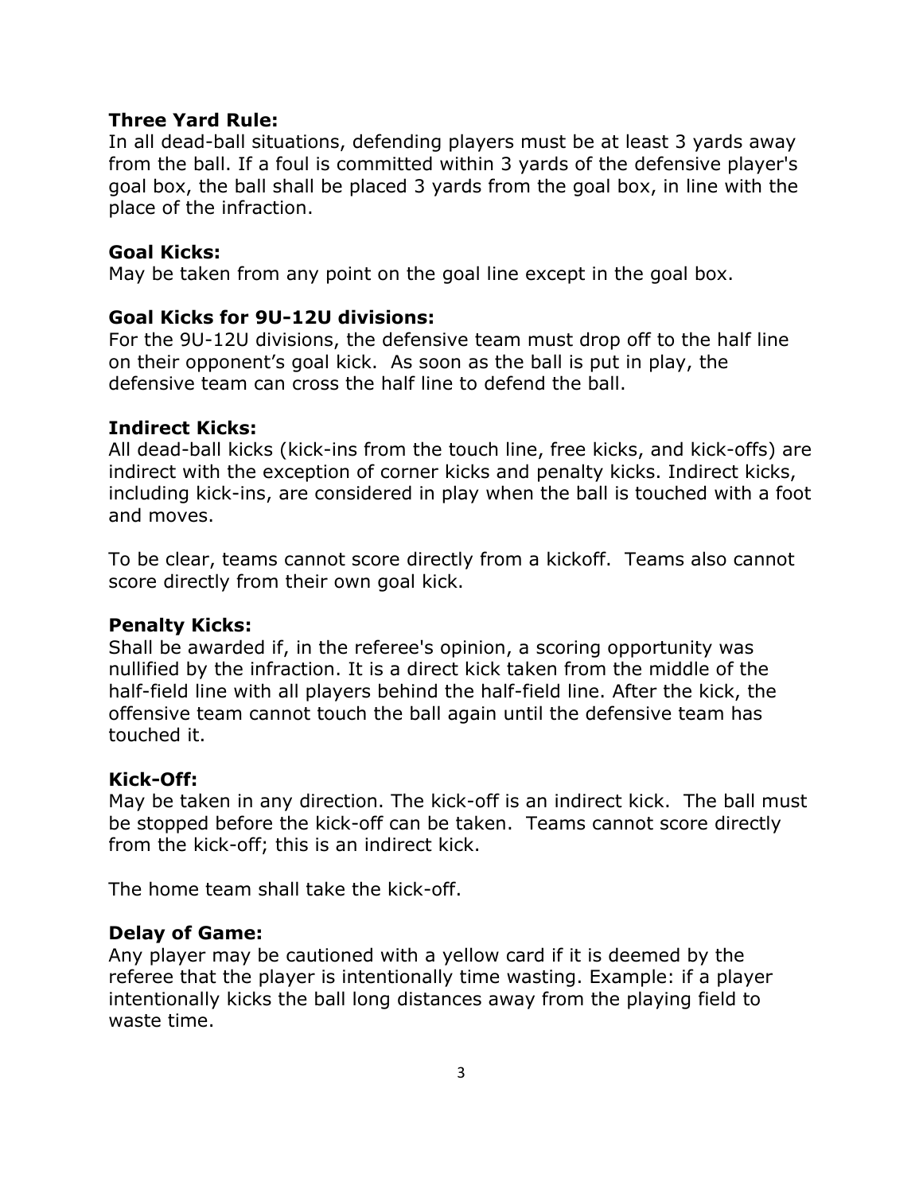**Three Yard Rule:**
In all dead-ball situations, defending players must be at least 3 yards away from the ball. If a foul is committed within 3 yards of the defensive player's goal box, the ball shall be placed 3 yards from the goal box, in line with the place of the infraction.

**Goal Kicks:**
May be taken from any point on the goal line except in the goal box.

**Goal Kicks for 9U-12U divisions:**
For the 9U-12U divisions, the defensive team must drop off to the half line on their opponent's goal kick. As soon as the ball is put in play, the defensive team can cross the half line to defend the ball.

**Indirect Kicks:**
All dead-ball kicks (kick-ins from the touch line, free kicks, and kick-offs) are indirect with the exception of corner kicks and penalty kicks. Indirect kicks, including kick-ins, are considered in play when the ball is touched with a foot and moves.

To be clear, teams cannot score directly from a kickoff. Teams also cannot score directly from their own goal kick.

**Penalty Kicks:**
Shall be awarded if, in the referee's opinion, a scoring opportunity was nullified by the infraction. It is a direct kick taken from the middle of the half-field line with all players behind the half-field line. After the kick, the offensive team cannot touch the ball again until the defensive team has touched it.

**Kick-Off:**
May be taken in any direction. The kick-off is an indirect kick. The ball must be stopped before the kick-off can be taken. Teams cannot score directly from the kick-off; this is an indirect kick.

The home team shall take the kick-off.

**Delay of Game:**
Any player may be cautioned with a yellow card if it is deemed by the referee that the player is intentionally time wasting. Example: if a player intentionally kicks the ball long distances away from the playing field to waste time.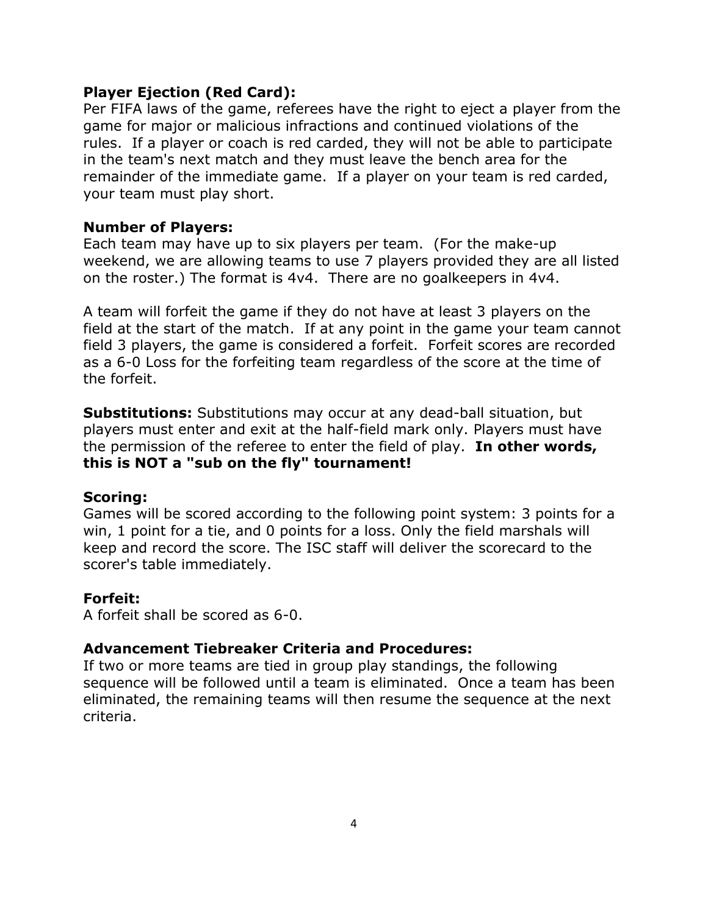**Player Ejection (Red Card):**
Per FIFA laws of the game, referees have the right to eject a player from the game for major or malicious infractions and continued violations of the rules. If a player or coach is red carded, they will not be able to participate in the team's next match and they must leave the bench area for the remainder of the immediate game. If a player on your team is red carded, your team must play short.

**Number of Players:**
Each team may have up to six players per team. (For the make-up weekend, we are allowing teams to use 7 players provided they are all listed on the roster.) The format is 4v4. There are no goalkeepers in 4v4.

A team will forfeit the game if they do not have at least 3 players on the field at the start of the match. If at any point in the game your team cannot field 3 players, the game is considered a forfeit. Forfeit scores are recorded as a 6-0 Loss for the forfeiting team regardless of the score at the time of the forfeit.

**Substitutions:** Substitutions may occur at any dead-ball situation, but players must enter and exit at the half-field mark only. Players must have the permission of the referee to enter the field of play. **In other words, this is NOT a "sub on the fly" tournament!**

**Scoring:**
Games will be scored according to the following point system: 3 points for a win, 1 point for a tie, and 0 points for a loss. Only the field marshals will keep and record the score. The ISC staff will deliver the scorecard to the scorer's table immediately.

**Forfeit:**
A forfeit shall be scored as 6-0.

**Advancement Tiebreaker Criteria and Procedures:**
If two or more teams are tied in group play standings, the following sequence will be followed until a team is eliminated. Once a team has been eliminated, the remaining teams will then resume the sequence at the next criteria.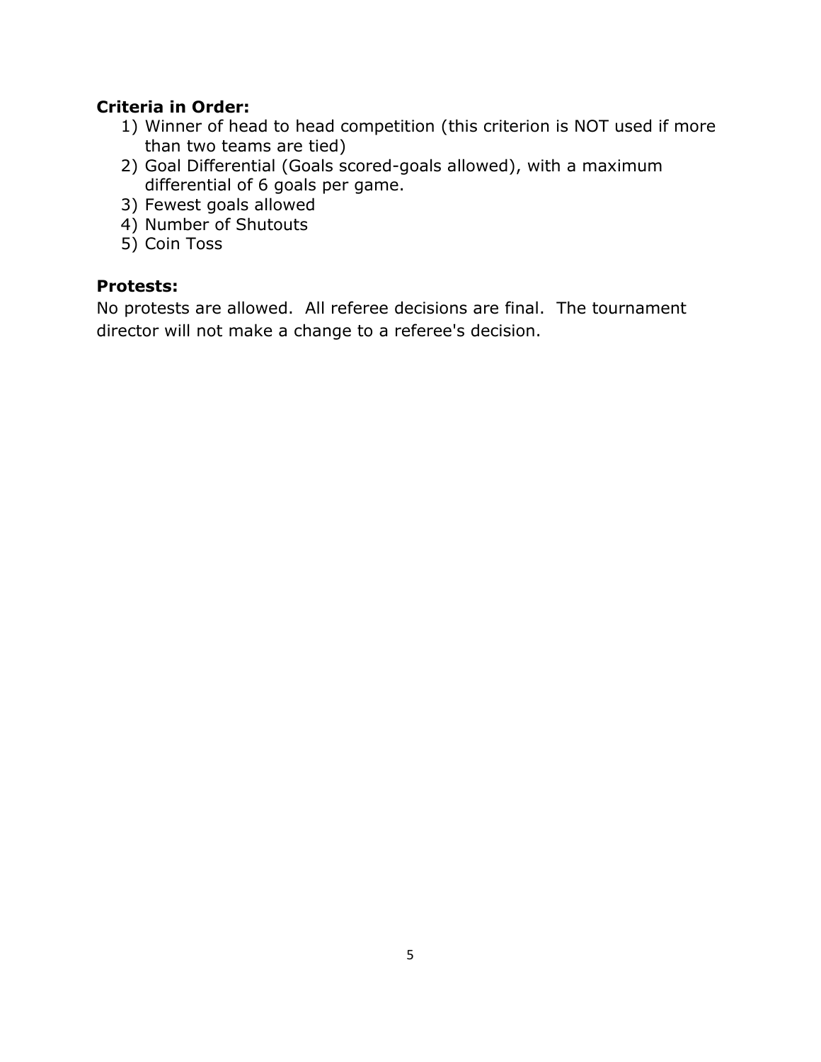**Criteria in Order:**

1) Winner of head to head competition (this criterion is NOT used if more than two teams are tied)
2) Goal Differential (Goals scored-goals allowed), with a maximum differential of 6 goals per game.
3) Fewest goals allowed
4) Number of Shutouts
5) Coin Toss

**Protests:**

No protests are allowed. All referee decisions are final. The tournament director will not make a change to a referee's decision.